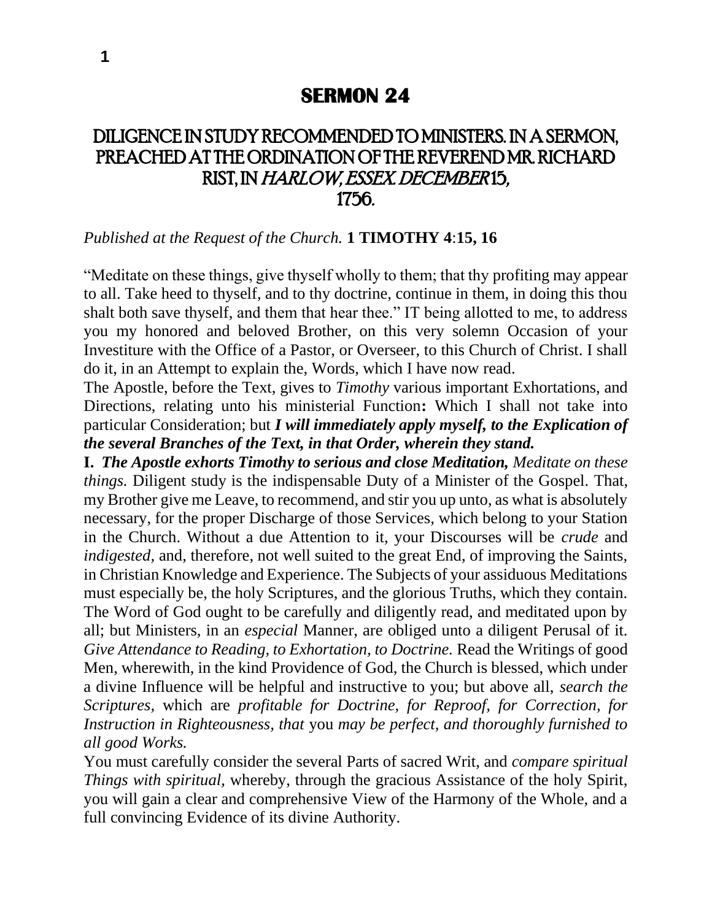# SERMON 24

## DILIGENCE IN STUDY RECOMMENDED TO MINISTERS. IN A SERMON, PREACHED AT THE ORDINATION OF THE REVEREND MR. RICHARD RIST, IN *HARLOW, ESSEX. DECEMBER* 15, 1756.

*Published at the Request of the Church.* **1 TIMOTHY 4**:**15, 16**

"Meditate on these things, give thyself wholly to them; that thy profiting may appear to all. Take heed to thyself, and to thy doctrine, continue in them, in doing this thou shalt both save thyself, and them that hear thee." IT being allotted to me, to address you my honored and beloved Brother, on this very solemn Occasion of your Investiture with the Office of a Pastor, or Overseer, to this Church of Christ. I shall do it, in an Attempt to explain the, Words, which I have now read.

The Apostle, before the Text, gives to *Timothy* various important Exhortations, and Directions, relating unto his ministerial Function**:** Which I shall not take into particular Consideration; but ***I will immediately apply myself, to the Explication of the several Branches of the Text, in that Order, wherein they stand.***

**I.** ***The Apostle exhorts Timothy to serious and close Meditation,*** *Meditate on these things.* Diligent study is the indispensable Duty of a Minister of the Gospel. That, my Brother give me Leave, to recommend, and stir you up unto, as what is absolutely necessary, for the proper Discharge of those Services, which belong to your Station in the Church. Without a due Attention to it, your Discourses will be *crude* and *indigested,* and, therefore, not well suited to the great End, of improving the Saints, in Christian Knowledge and Experience. The Subjects of your assiduous Meditations must especially be, the holy Scriptures, and the glorious Truths, which they contain. The Word of God ought to be carefully and diligently read, and meditated upon by all; but Ministers, in an *especial* Manner, are obliged unto a diligent Perusal of it. *Give Attendance to Reading, to Exhortation, to Doctrine.* Read the Writings of good Men, wherewith, in the kind Providence of God, the Church is blessed, which under a divine Influence will be helpful and instructive to you; but above all, *search the Scriptures,* which are *profitable for Doctrine, for Reproof, for Correction, for Instruction in Righteousness, that* you *may be perfect, and thoroughly furnished to all good Works.*

You must carefully consider the several Parts of sacred Writ, and *compare spiritual Things with spiritual,* whereby, through the gracious Assistance of the holy Spirit, you will gain a clear and comprehensive View of the Harmony of the Whole, and a full convincing Evidence of its divine Authority.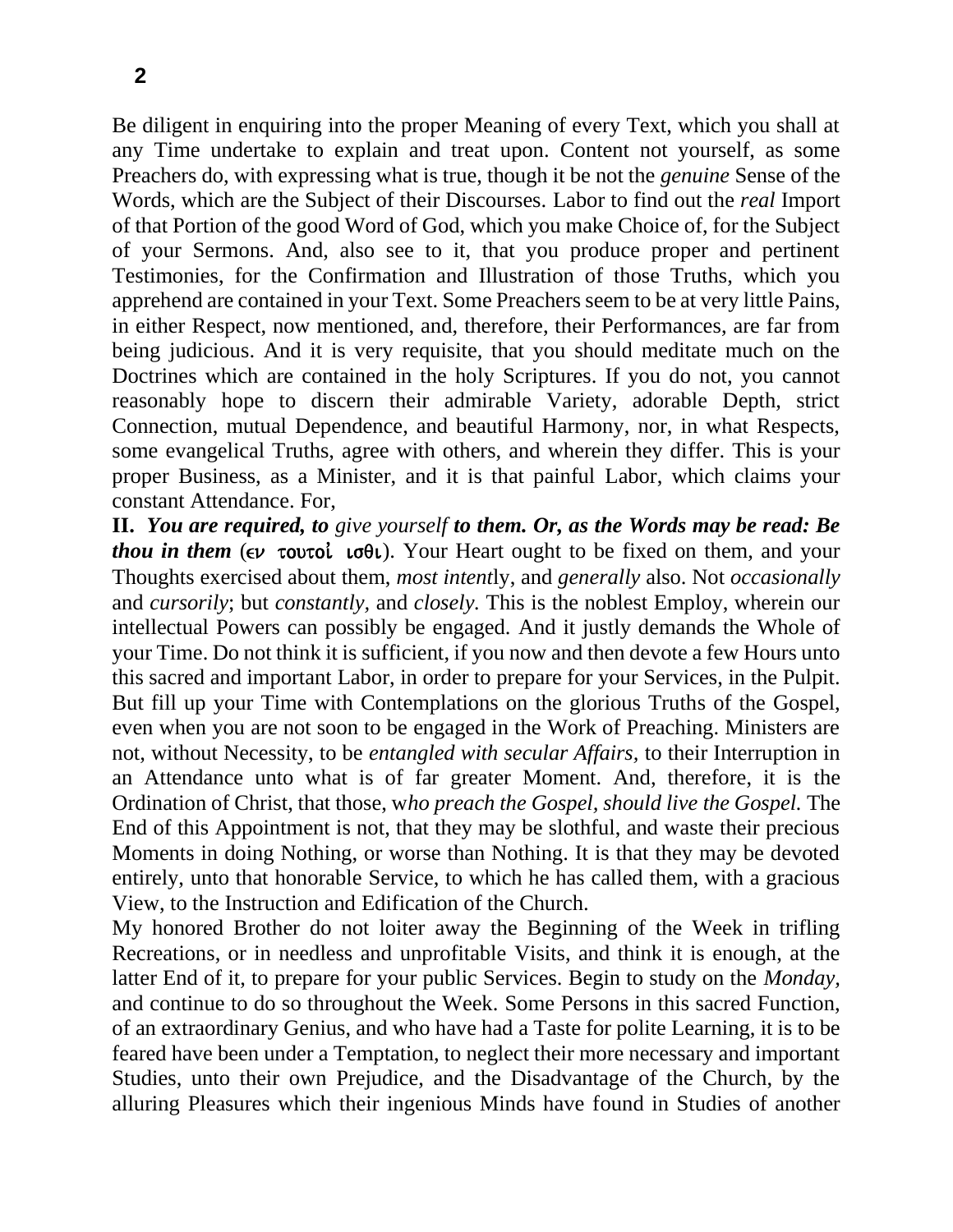Be diligent in enquiring into the proper Meaning of every Text, which you shall at any Time undertake to explain and treat upon. Content not yourself, as some Preachers do, with expressing what is true, though it be not the *genuine* Sense of the Words, which are the Subject of their Discourses. Labor to find out the *real* Import of that Portion of the good Word of God, which you make Choice of, for the Subject of your Sermons. And, also see to it, that you produce proper and pertinent Testimonies, for the Confirmation and Illustration of those Truths, which you apprehend are contained in your Text. Some Preachers seem to be at very little Pains, in either Respect, now mentioned, and, therefore, their Performances, are far from being judicious. And it is very requisite, that you should meditate much on the Doctrines which are contained in the holy Scriptures. If you do not, you cannot reasonably hope to discern their admirable Variety, adorable Depth, strict Connection, mutual Dependence, and beautiful Harmony, nor, in what Respects, some evangelical Truths, agree with others, and wherein they differ. This is your proper Business, as a Minister, and it is that painful Labor, which claims your constant Attendance. For,

**II.** ***You are required, to*** *give yourself* ***to them. Or, as the Words may be read: Be thou in them*** (εν τουτοἰ ισθι). Your Heart ought to be fixed on them, and your Thoughts exercised about them, *most intent*ly, and *generally* also. Not *occasionally* and *cursorily*; but *constantly*, and *closely.* This is the noblest Employ, wherein our intellectual Powers can possibly be engaged. And it justly demands the Whole of your Time. Do not think it is sufficient, if you now and then devote a few Hours unto this sacred and important Labor, in order to prepare for your Services, in the Pulpit. But fill up your Time with Contemplations on the glorious Truths of the Gospel, even when you are not soon to be engaged in the Work of Preaching. Ministers are not, without Necessity, to be *entangled with secular Affairs,* to their Interruption in an Attendance unto what is of far greater Moment. And, therefore, it is the Ordination of Christ, that those, w*ho preach the Gospel, should live the Gospel.* The End of this Appointment is not, that they may be slothful, and waste their precious Moments in doing Nothing, or worse than Nothing. It is that they may be devoted entirely, unto that honorable Service, to which he has called them, with a gracious View, to the Instruction and Edification of the Church.

My honored Brother do not loiter away the Beginning of the Week in trifling Recreations, or in needless and unprofitable Visits, and think it is enough, at the latter End of it, to prepare for your public Services. Begin to study on the *Monday,* and continue to do so throughout the Week. Some Persons in this sacred Function, of an extraordinary Genius, and who have had a Taste for polite Learning, it is to be feared have been under a Temptation, to neglect their more necessary and important Studies, unto their own Prejudice, and the Disadvantage of the Church, by the alluring Pleasures which their ingenious Minds have found in Studies of another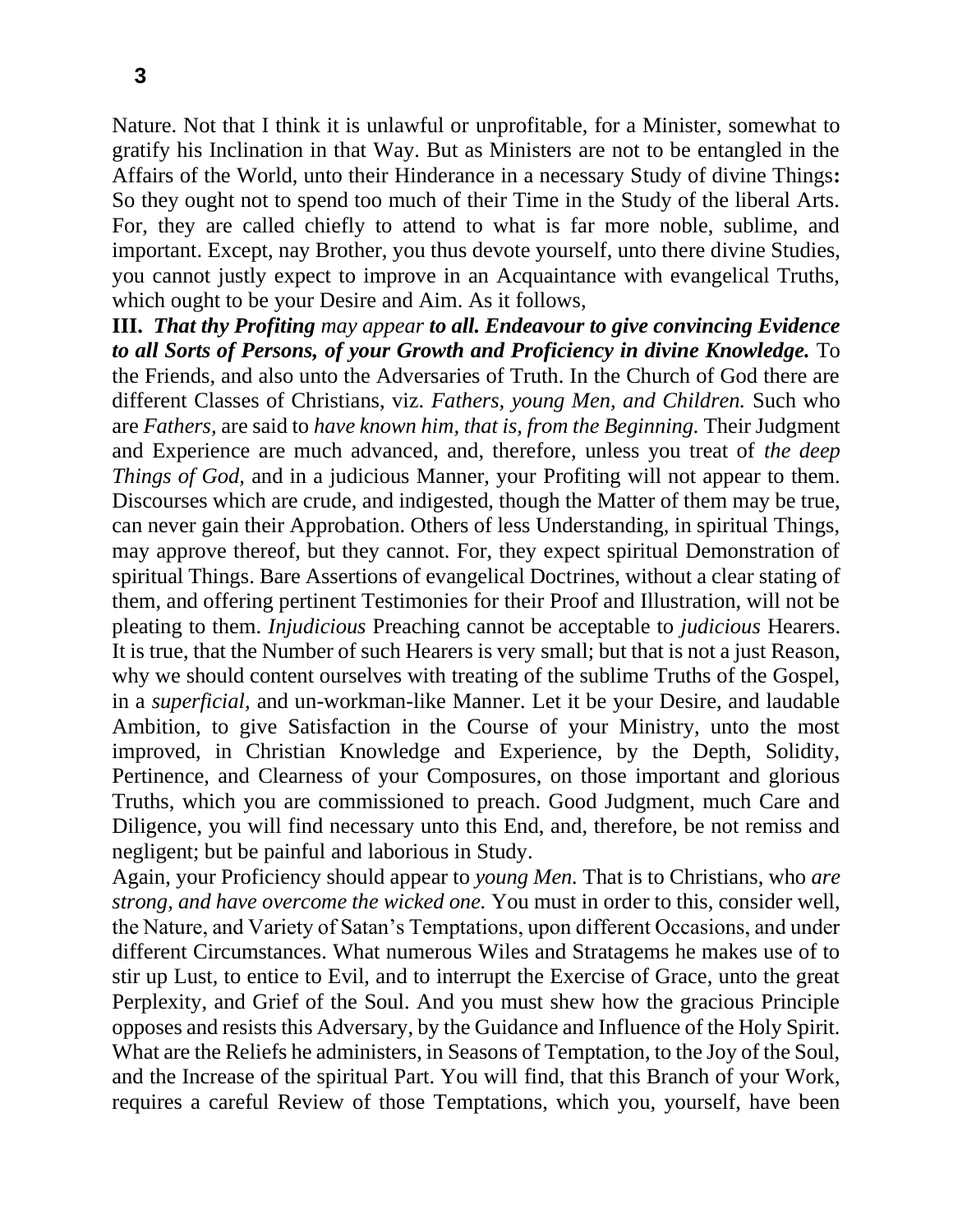Nature. Not that I think it is unlawful or unprofitable, for a Minister, somewhat to gratify his Inclination in that Way. But as Ministers are not to be entangled in the Affairs of the World, unto their Hinderance in a necessary Study of divine Things**:** So they ought not to spend too much of their Time in the Study of the liberal Arts. For, they are called chiefly to attend to what is far more noble, sublime, and important. Except, nay Brother, you thus devote yourself, unto there divine Studies, you cannot justly expect to improve in an Acquaintance with evangelical Truths, which ought to be your Desire and Aim. As it follows,

**III.** ***That thy Profiting*** *may appear* ***to all. Endeavour to give convincing Evidence to all Sorts of Persons, of your Growth and Proficiency in divine Knowledge.*** To the Friends, and also unto the Adversaries of Truth. In the Church of God there are different Classes of Christians, viz. *Fathers, young Men, and Children.* Such who are *Fathers,* are said to *have known him, that is, from the Beginning.* Their Judgment and Experience are much advanced, and, therefore, unless you treat of *the deep Things of God,* and in a judicious Manner, your Profiting will not appear to them. Discourses which are crude, and indigested, though the Matter of them may be true, can never gain their Approbation. Others of less Understanding, in spiritual Things, may approve thereof, but they cannot. For, they expect spiritual Demonstration of spiritual Things. Bare Assertions of evangelical Doctrines, without a clear stating of them, and offering pertinent Testimonies for their Proof and Illustration, will not be pleating to them. *Injudicious* Preaching cannot be acceptable to *judicious* Hearers. It is true, that the Number of such Hearers is very small; but that is not a just Reason, why we should content ourselves with treating of the sublime Truths of the Gospel, in a *superficial,* and un-workman-like Manner. Let it be your Desire, and laudable Ambition, to give Satisfaction in the Course of your Ministry, unto the most improved, in Christian Knowledge and Experience, by the Depth, Solidity, Pertinence, and Clearness of your Composures, on those important and glorious Truths, which you are commissioned to preach. Good Judgment, much Care and Diligence, you will find necessary unto this End, and, therefore, be not remiss and negligent; but be painful and laborious in Study.

Again, your Proficiency should appear to *young Men.* That is to Christians, who *are strong, and have overcome the wicked one.* You must in order to this, consider well, the Nature, and Variety of Satan's Temptations, upon different Occasions, and under different Circumstances. What numerous Wiles and Stratagems he makes use of to stir up Lust, to entice to Evil, and to interrupt the Exercise of Grace, unto the great Perplexity, and Grief of the Soul. And you must shew how the gracious Principle opposes and resists this Adversary, by the Guidance and Influence of the Holy Spirit. What are the Reliefs he administers, in Seasons of Temptation, to the Joy of the Soul, and the Increase of the spiritual Part. You will find, that this Branch of your Work, requires a careful Review of those Temptations, which you, yourself, have been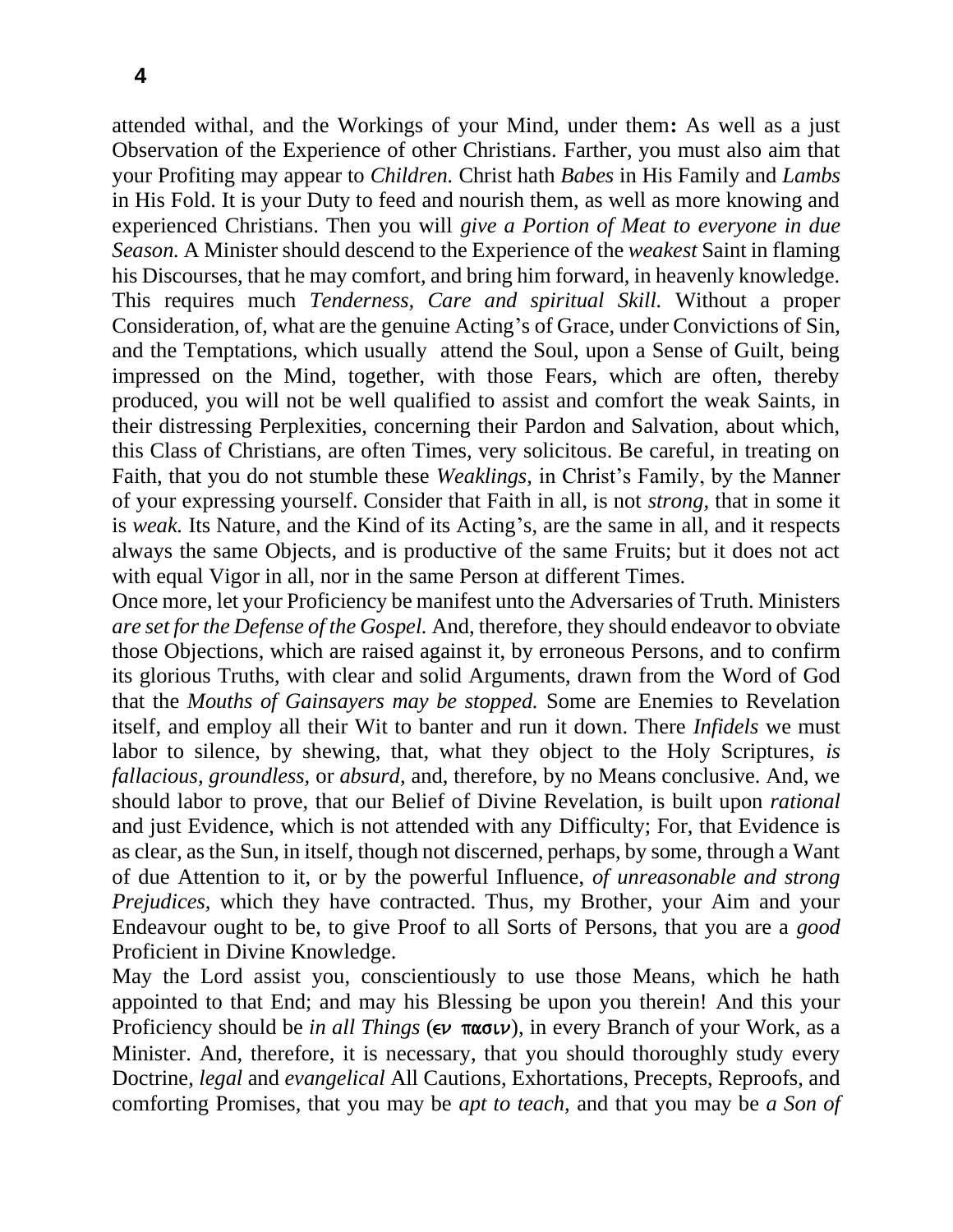attended withal, and the Workings of your Mind, under them**:** As well as a just Observation of the Experience of other Christians. Farther, you must also aim that your Profiting may appear to *Children.* Christ hath *Babes* in His Family and *Lambs* in His Fold. It is your Duty to feed and nourish them, as well as more knowing and experienced Christians. Then you will *give a Portion of Meat to everyone in due Season.* A Minister should descend to the Experience of the *weakest* Saint in flaming his Discourses, that he may comfort, and bring him forward, in heavenly knowledge. This requires much *Tenderness, Care and spiritual Skill.* Without a proper Consideration, of, what are the genuine Acting's of Grace, under Convictions of Sin, and the Temptations, which usually attend the Soul, upon a Sense of Guilt, being impressed on the Mind, together, with those Fears, which are often, thereby produced, you will not be well qualified to assist and comfort the weak Saints, in their distressing Perplexities, concerning their Pardon and Salvation, about which, this Class of Christians, are often Times, very solicitous. Be careful, in treating on Faith, that you do not stumble these *Weaklings,* in Christ's Family, by the Manner of your expressing yourself. Consider that Faith in all, is not *strong,* that in some it is *weak.* Its Nature, and the Kind of its Acting's, are the same in all, and it respects always the same Objects, and is productive of the same Fruits; but it does not act with equal Vigor in all, nor in the same Person at different Times.

Once more, let your Proficiency be manifest unto the Adversaries of Truth. Ministers *are set for the Defense of the Gospel.* And, therefore, they should endeavor to obviate those Objections, which are raised against it, by erroneous Persons, and to confirm its glorious Truths, with clear and solid Arguments, drawn from the Word of God that the *Mouths of Gainsayers may be stopped.* Some are Enemies to Revelation itself, and employ all their Wit to banter and run it down. There *Infidels* we must labor to silence, by shewing, that, what they object to the Holy Scriptures, *is fallacious, groundless,* or *absurd,* and, therefore, by no Means conclusive. And, we should labor to prove, that our Belief of Divine Revelation, is built upon *rational* and just Evidence, which is not attended with any Difficulty; For, that Evidence is as clear, as the Sun, in itself, though not discerned, perhaps, by some, through a Want of due Attention to it, or by the powerful Influence, *of unreasonable and strong Prejudices,* which they have contracted. Thus, my Brother, your Aim and your Endeavour ought to be, to give Proof to all Sorts of Persons, that you are a *good* Proficient in Divine Knowledge.

May the Lord assist you, conscientiously to use those Means, which he hath appointed to that End; and may his Blessing be upon you therein! And this your Proficiency should be *in all Things* (εν πασιν), in every Branch of your Work, as a Minister. And, therefore, it is necessary, that you should thoroughly study every Doctrine, *legal* and *evangelical* All Cautions, Exhortations, Precepts, Reproofs, and comforting Promises, that you may be *apt to teach,* and that you may be *a Son of*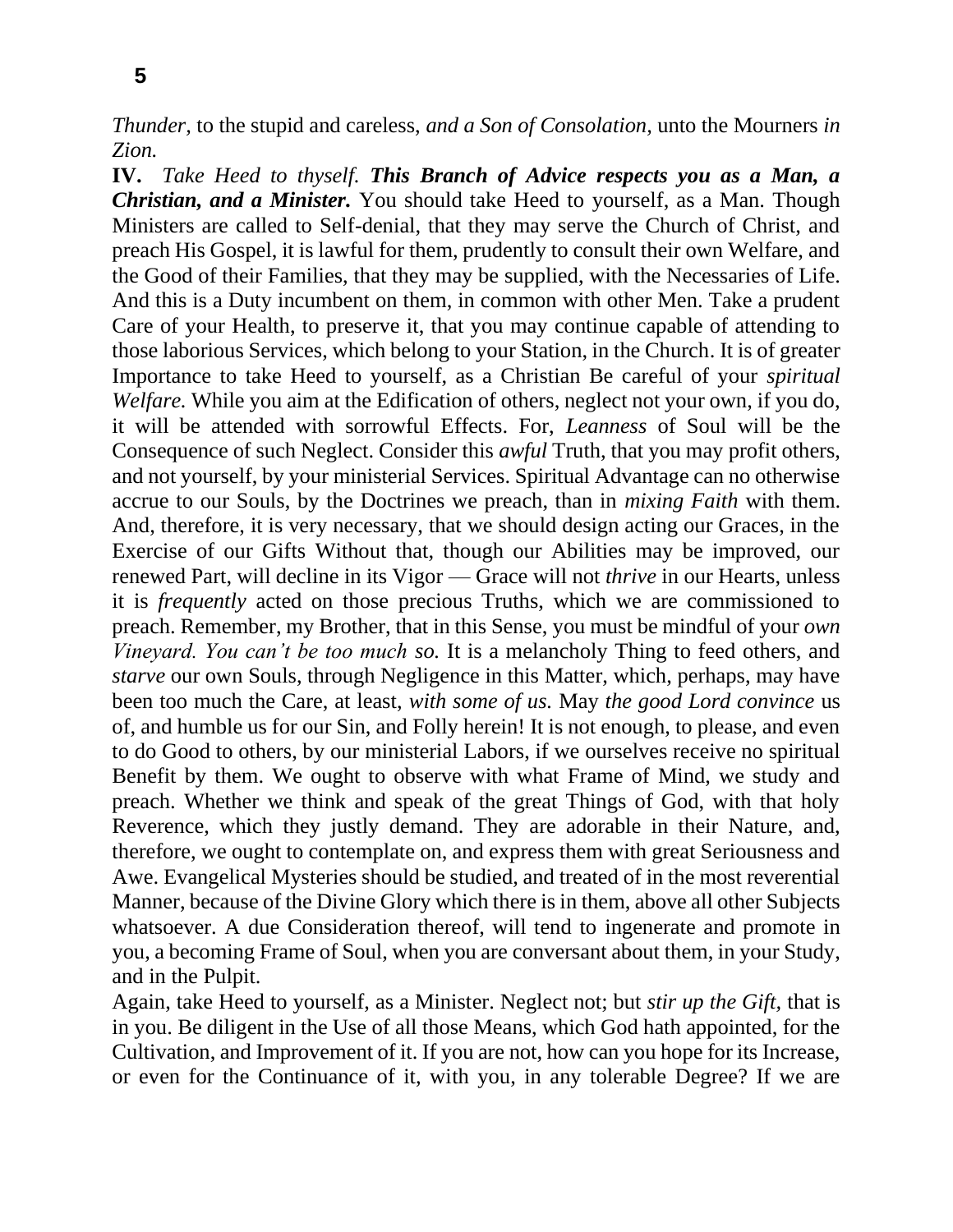*Thunder,* to the stupid and careless, *and a Son of Consolation,* unto the Mourners *in Zion.*

**IV.** *Take Heed to thyself.* ***This Branch of Advice respects you as a Man, a Christian, and a Minister.*** You should take Heed to yourself, as a Man. Though Ministers are called to Self-denial, that they may serve the Church of Christ, and preach His Gospel, it is lawful for them, prudently to consult their own Welfare, and the Good of their Families, that they may be supplied, with the Necessaries of Life. And this is a Duty incumbent on them, in common with other Men. Take a prudent Care of your Health, to preserve it, that you may continue capable of attending to those laborious Services, which belong to your Station, in the Church. It is of greater Importance to take Heed to yourself, as a Christian Be careful of your *spiritual Welfare.* While you aim at the Edification of others, neglect not your own, if you do, it will be attended with sorrowful Effects. For, *Leanness* of Soul will be the Consequence of such Neglect. Consider this *awful* Truth, that you may profit others, and not yourself, by your ministerial Services. Spiritual Advantage can no otherwise accrue to our Souls, by the Doctrines we preach, than in *mixing Faith* with them. And, therefore, it is very necessary, that we should design acting our Graces, in the Exercise of our Gifts Without that, though our Abilities may be improved, our renewed Part, will decline in its Vigor — Grace will not *thrive* in our Hearts, unless it is *frequently* acted on those precious Truths, which we are commissioned to preach. Remember, my Brother, that in this Sense, you must be mindful of your *own Vineyard. You can't be too much so.* It is a melancholy Thing to feed others, and *starve* our own Souls, through Negligence in this Matter, which, perhaps, may have been too much the Care, at least, *with some of us.* May *the good Lord convince* us of, and humble us for our Sin, and Folly herein! It is not enough, to please, and even to do Good to others, by our ministerial Labors, if we ourselves receive no spiritual Benefit by them. We ought to observe with what Frame of Mind, we study and preach. Whether we think and speak of the great Things of God, with that holy Reverence, which they justly demand. They are adorable in their Nature, and, therefore, we ought to contemplate on, and express them with great Seriousness and Awe. Evangelical Mysteries should be studied, and treated of in the most reverential Manner, because of the Divine Glory which there is in them, above all other Subjects whatsoever. A due Consideration thereof, will tend to ingenerate and promote in you, a becoming Frame of Soul, when you are conversant about them, in your Study, and in the Pulpit.

Again, take Heed to yourself, as a Minister. Neglect not; but *stir up the Gift,* that is in you. Be diligent in the Use of all those Means, which God hath appointed, for the Cultivation, and Improvement of it. If you are not, how can you hope for its Increase, or even for the Continuance of it, with you, in any tolerable Degree? If we are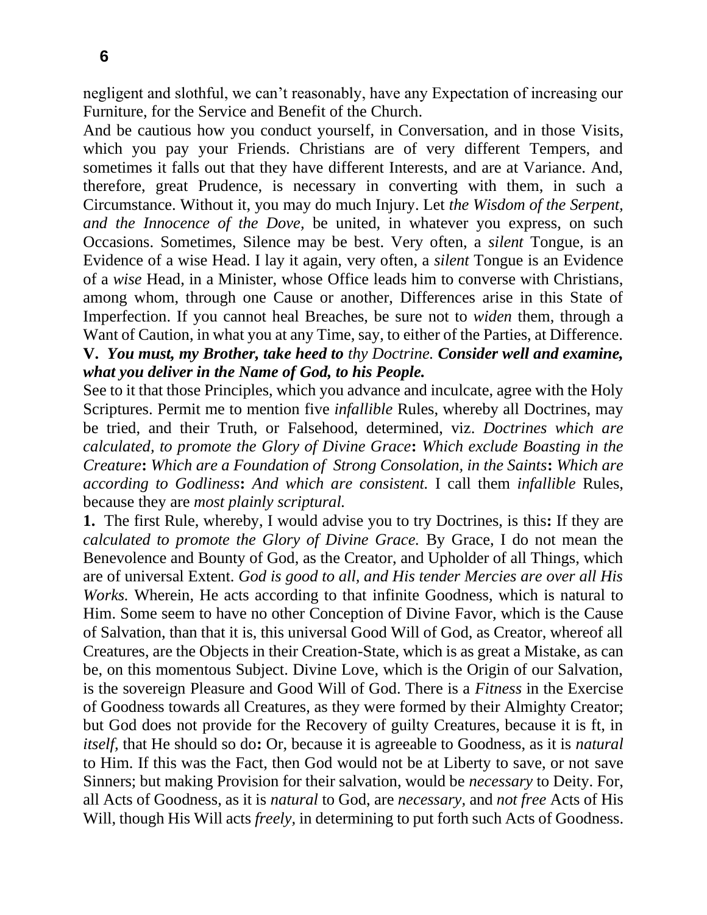negligent and slothful, we can't reasonably, have any Expectation of increasing our Furniture, for the Service and Benefit of the Church.

And be cautious how you conduct yourself, in Conversation, and in those Visits, which you pay your Friends. Christians are of very different Tempers, and sometimes it falls out that they have different Interests, and are at Variance. And, therefore, great Prudence, is necessary in converting with them, in such a Circumstance. Without it, you may do much Injury. Let *the Wisdom of the Serpent, and the Innocence of the Dove,* be united, in whatever you express, on such Occasions. Sometimes, Silence may be best. Very often, a *silent* Tongue, is an Evidence of a wise Head. I lay it again, very often, a *silent* Tongue is an Evidence of a *wise* Head, in a Minister, whose Office leads him to converse with Christians, among whom, through one Cause or another, Differences arise in this State of Imperfection. If you cannot heal Breaches, be sure not to *widen* them, through a Want of Caution, in what you at any Time, say, to either of the Parties, at Difference.

**V.** ***You must, my Brother, take heed to*** *thy Doctrine.* ***Consider well and examine, what you deliver in the Name of God, to his People.***

See to it that those Principles, which you advance and inculcate, agree with the Holy Scriptures. Permit me to mention five *infallible* Rules, whereby all Doctrines, may be tried, and their Truth, or Falsehood, determined, viz. *Doctrines which are calculated, to promote the Glory of Divine Grace***:** *Which exclude Boasting in the Creature***:** *Which are a Foundation of Strong Consolation, in the Saints***:** *Which are according to Godliness***:** *And which are consistent.* I call them *infallible* Rules, because they are *most plainly scriptural.*

**1.** The first Rule, whereby, I would advise you to try Doctrines, is this**:** If they are *calculated to promote the Glory of Divine Grace.* By Grace, I do not mean the Benevolence and Bounty of God, as the Creator, and Upholder of all Things, which are of universal Extent. *God is good to all, and His tender Mercies are over all His Works.* Wherein, He acts according to that infinite Goodness, which is natural to Him. Some seem to have no other Conception of Divine Favor, which is the Cause of Salvation, than that it is, this universal Good Will of God, as Creator, whereof all Creatures, are the Objects in their Creation-State, which is as great a Mistake, as can be, on this momentous Subject. Divine Love, which is the Origin of our Salvation, is the sovereign Pleasure and Good Will of God. There is a *Fitness* in the Exercise of Goodness towards all Creatures, as they were formed by their Almighty Creator; but God does not provide for the Recovery of guilty Creatures, because it is ft, in *itself,* that He should so do**:** Or, because it is agreeable to Goodness, as it is *natural* to Him. If this was the Fact, then God would not be at Liberty to save, or not save Sinners; but making Provision for their salvation, would be *necessary* to Deity. For, all Acts of Goodness, as it is *natural* to God, are *necessary,* and *not free* Acts of His Will, though His Will acts *freely,* in determining to put forth such Acts of Goodness.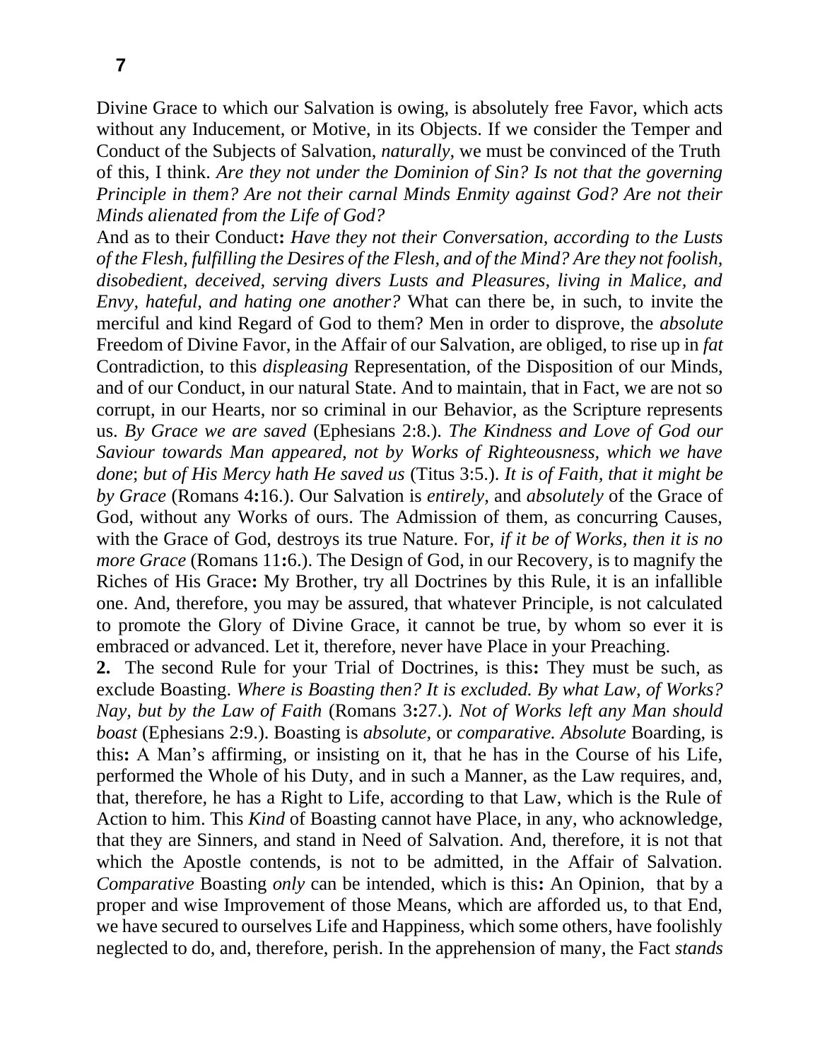Divine Grace to which our Salvation is owing, is absolutely free Favor, which acts without any Inducement, or Motive, in its Objects. If we consider the Temper and Conduct of the Subjects of Salvation, *naturally,* we must be convinced of the Truth of this, I think. *Are they not under the Dominion of Sin? Is not that the governing Principle in them? Are not their carnal Minds Enmity against God? Are not their Minds alienated from the Life of God?*

And as to their Conduct**:** *Have they not their Conversation, according to the Lusts of the Flesh, fulfilling the Desires of the Flesh, and of the Mind? Are they not foolish, disobedient, deceived, serving divers Lusts and Pleasures, living in Malice, and Envy, hateful, and hating one another?* What can there be, in such, to invite the merciful and kind Regard of God to them? Men in order to disprove, the *absolute* Freedom of Divine Favor, in the Affair of our Salvation, are obliged, to rise up in *fat* Contradiction, to this *displeasing* Representation, of the Disposition of our Minds, and of our Conduct, in our natural State. And to maintain, that in Fact, we are not so corrupt, in our Hearts, nor so criminal in our Behavior, as the Scripture represents us. *By Grace we are saved* (Ephesians 2:8.). *The Kindness and Love of God our Saviour towards Man appeared, not by Works of Righteousness, which we have done*; *but of His Mercy hath He saved us* (Titus 3:5.). *It is of Faith, that it might be by Grace* (Romans 4**:**16.). Our Salvation is *entirely,* and *absolutely* of the Grace of God, without any Works of ours. The Admission of them, as concurring Causes, with the Grace of God, destroys its true Nature. For, *if it be of Works, then it is no more Grace* (Romans 11**:**6.). The Design of God, in our Recovery, is to magnify the Riches of His Grace**:** My Brother, try all Doctrines by this Rule, it is an infallible one. And, therefore, you may be assured, that whatever Principle, is not calculated to promote the Glory of Divine Grace, it cannot be true, by whom so ever it is embraced or advanced. Let it, therefore, never have Place in your Preaching.

**2.** The second Rule for your Trial of Doctrines, is this**:** They must be such, as exclude Boasting. *Where is Boasting then? It is excluded. By what Law, of Works? Nay, but by the Law of Faith* (Romans 3**:**27.). *Not of Works left any Man should boast* (Ephesians 2:9.). Boasting is *absolute,* or *comparative. Absolute* Boarding, is this**:** A Man's affirming, or insisting on it, that he has in the Course of his Life, performed the Whole of his Duty, and in such a Manner, as the Law requires, and, that, therefore, he has a Right to Life, according to that Law, which is the Rule of Action to him. This *Kind* of Boasting cannot have Place, in any, who acknowledge, that they are Sinners, and stand in Need of Salvation. And, therefore, it is not that which the Apostle contends, is not to be admitted, in the Affair of Salvation. *Comparative* Boasting *only* can be intended, which is this**:** An Opinion, that by a proper and wise Improvement of those Means, which are afforded us, to that End, we have secured to ourselves Life and Happiness, which some others, have foolishly neglected to do, and, therefore, perish. In the apprehension of many, the Fact *stands*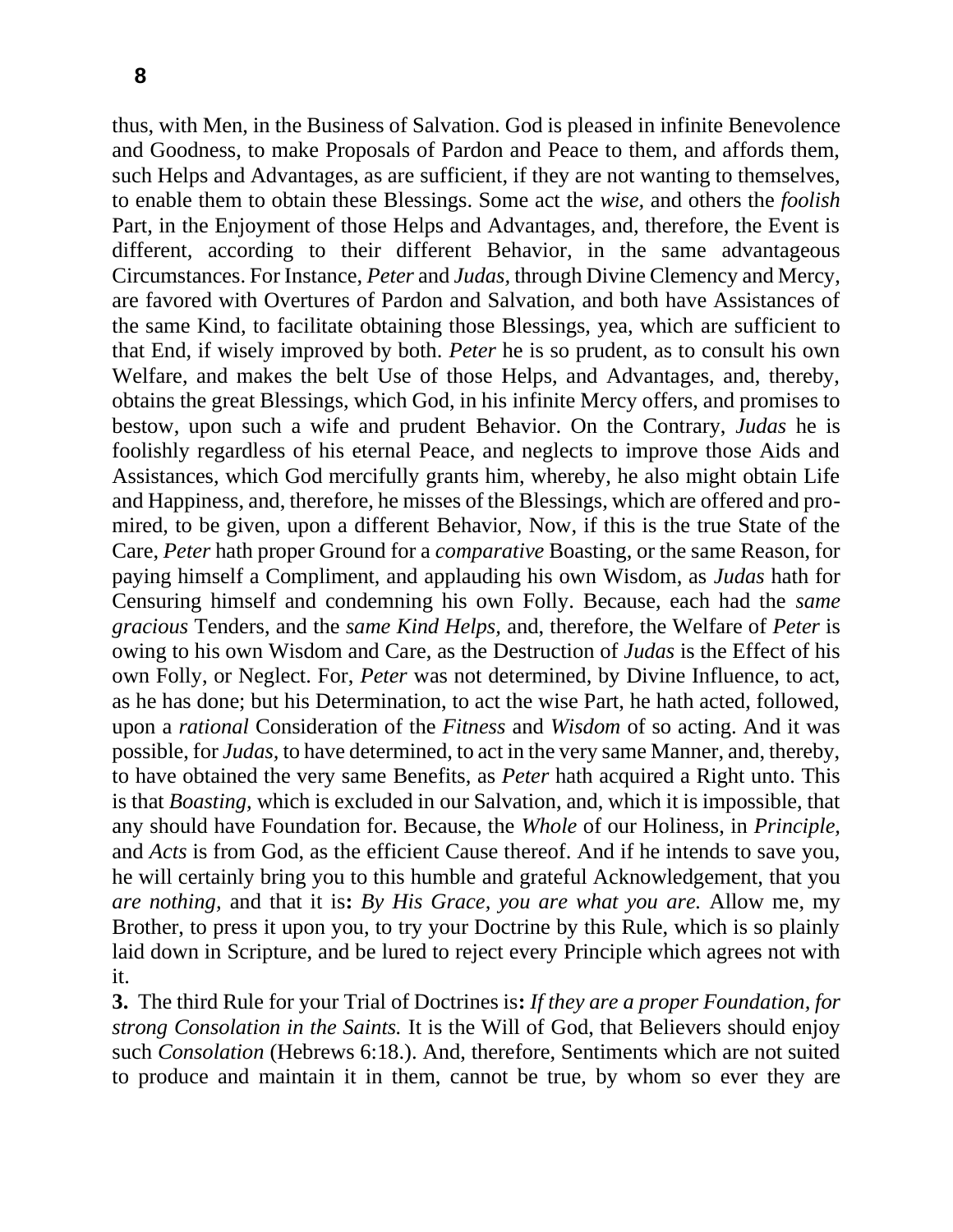thus, with Men, in the Business of Salvation. God is pleased in infinite Benevolence and Goodness, to make Proposals of Pardon and Peace to them, and affords them, such Helps and Advantages, as are sufficient, if they are not wanting to themselves, to enable them to obtain these Blessings. Some act the *wise,* and others the *foolish* Part, in the Enjoyment of those Helps and Advantages, and, therefore, the Event is different, according to their different Behavior, in the same advantageous Circumstances. For Instance, *Peter* and *Judas,* through Divine Clemency and Mercy, are favored with Overtures of Pardon and Salvation, and both have Assistances of the same Kind, to facilitate obtaining those Blessings, yea, which are sufficient to that End, if wisely improved by both. *Peter* he is so prudent, as to consult his own Welfare, and makes the belt Use of those Helps, and Advantages, and, thereby, obtains the great Blessings, which God, in his infinite Mercy offers, and promises to bestow, upon such a wife and prudent Behavior. On the Contrary, *Judas* he is foolishly regardless of his eternal Peace, and neglects to improve those Aids and Assistances, which God mercifully grants him, whereby, he also might obtain Life and Happiness, and, therefore, he misses of the Blessings, which are offered and promired, to be given, upon a different Behavior, Now, if this is the true State of the Care, *Peter* hath proper Ground for a *comparative* Boasting, or the same Reason, for paying himself a Compliment, and applauding his own Wisdom, as *Judas* hath for Censuring himself and condemning his own Folly. Because, each had the *same gracious* Tenders, and the *same Kind Helps,* and, therefore, the Welfare of *Peter* is owing to his own Wisdom and Care, as the Destruction of *Judas* is the Effect of his own Folly, or Neglect. For, *Peter* was not determined, by Divine Influence, to act, as he has done; but his Determination, to act the wise Part, he hath acted, followed, upon a *rational* Consideration of the *Fitness* and *Wisdom* of so acting. And it was possible, for *Judas*, to have determined, to act in the very same Manner, and, thereby, to have obtained the very same Benefits, as *Peter* hath acquired a Right unto. This is that *Boasting,* which is excluded in our Salvation, and, which it is impossible, that any should have Foundation for. Because, the *Whole* of our Holiness, in *Principle,* and *Acts* is from God, as the efficient Cause thereof. And if he intends to save you, he will certainly bring you to this humble and grateful Acknowledgement, that you *are nothing,* and that it is**:** *By His Grace, you are what you are.* Allow me, my Brother, to press it upon you, to try your Doctrine by this Rule, which is so plainly laid down in Scripture, and be lured to reject every Principle which agrees not with it.

**3.** The third Rule for your Trial of Doctrines is**:** *If they are a proper Foundation, for strong Consolation in the Saints.* It is the Will of God, that Believers should enjoy such *Consolation* (Hebrews 6:18.). And, therefore, Sentiments which are not suited to produce and maintain it in them, cannot be true, by whom so ever they are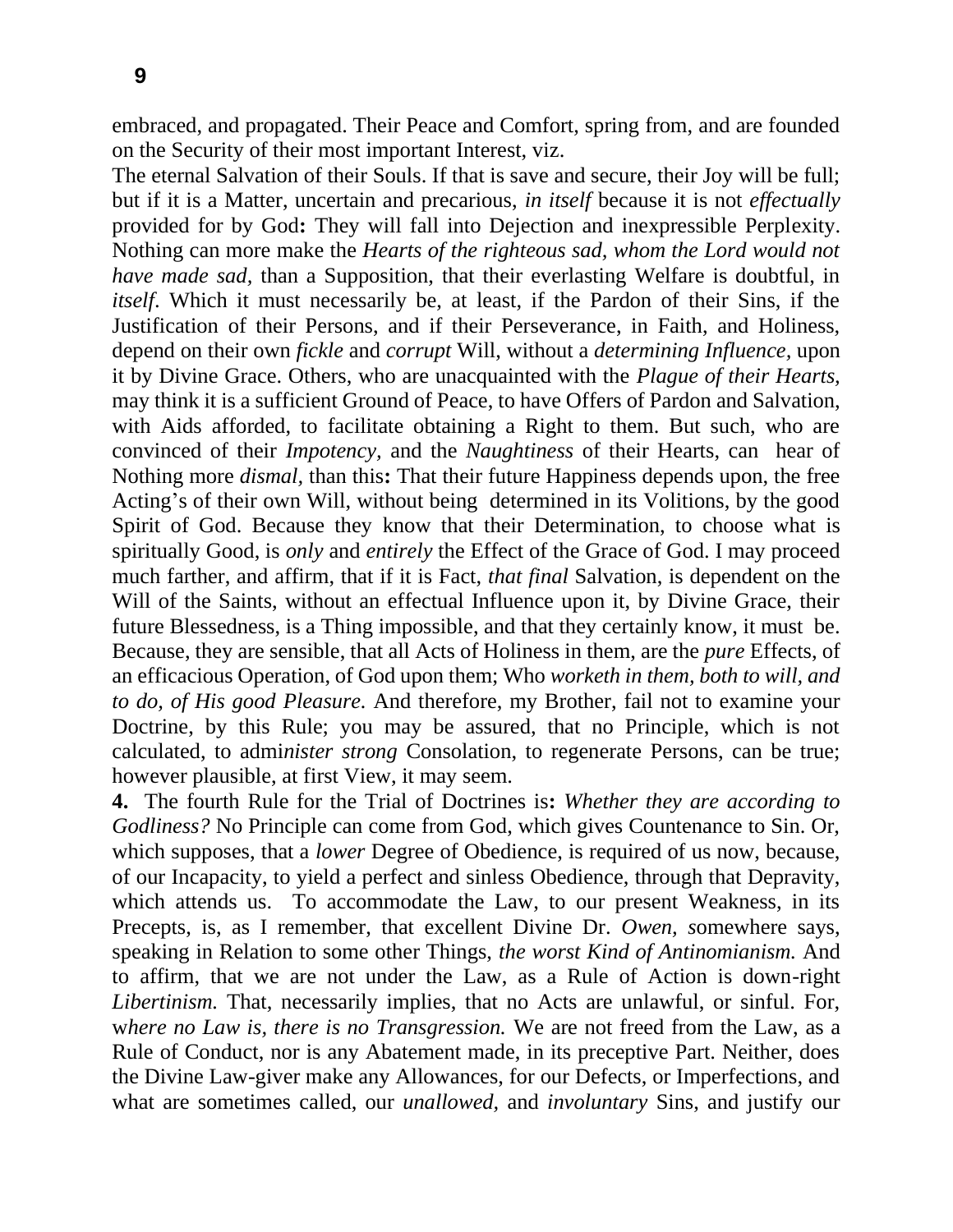embraced, and propagated. Their Peace and Comfort, spring from, and are founded on the Security of their most important Interest, viz.

The eternal Salvation of their Souls. If that is save and secure, their Joy will be full; but if it is a Matter, uncertain and precarious, *in itself* because it is not *effectually* provided for by God**:** They will fall into Dejection and inexpressible Perplexity. Nothing can more make the *Hearts of the righteous sad, whom the Lord would not have made sad,* than a Supposition, that their everlasting Welfare is doubtful, in *itself*. Which it must necessarily be, at least, if the Pardon of their Sins, if the Justification of their Persons, and if their Perseverance, in Faith, and Holiness, depend on their own *fickle* and *corrupt* Will, without a *determining Influence,* upon it by Divine Grace. Others, who are unacquainted with the *Plague of their Hearts,* may think it is a sufficient Ground of Peace, to have Offers of Pardon and Salvation, with Aids afforded, to facilitate obtaining a Right to them. But such, who are convinced of their *Impotency,* and the *Naughtiness* of their Hearts, can hear of Nothing more *dismal,* than this**:** That their future Happiness depends upon, the free Acting's of their own Will, without being determined in its Volitions, by the good Spirit of God. Because they know that their Determination, to choose what is spiritually Good, is *only* and *entirely* the Effect of the Grace of God. I may proceed much farther, and affirm, that if it is Fact, *that final* Salvation, is dependent on the Will of the Saints, without an effectual Influence upon it, by Divine Grace, their future Blessedness, is a Thing impossible, and that they certainly know, it must be. Because, they are sensible, that all Acts of Holiness in them, are the *pure* Effects, of an efficacious Operation, of God upon them; Who *worketh in them, both to will, and to do, of His good Pleasure.* And therefore, my Brother, fail not to examine your Doctrine, by this Rule; you may be assured, that no Principle, which is not calculated, to admi*nister strong* Consolation, to regenerate Persons, can be true; however plausible, at first View, it may seem.

**4.** The fourth Rule for the Trial of Doctrines is**:** *Whether they are according to Godliness?* No Principle can come from God, which gives Countenance to Sin. Or, which supposes, that a *lower* Degree of Obedience, is required of us now, because, of our Incapacity, to yield a perfect and sinless Obedience, through that Depravity, which attends us. To accommodate the Law, to our present Weakness, in its Precepts, is, as I remember, that excellent Divine Dr. *Owen, s*omewhere says, speaking in Relation to some other Things, *the worst Kind of Antinomianism.* And to affirm, that we are not under the Law, as a Rule of Action is down-right *Libertinism.* That, necessarily implies, that no Acts are unlawful, or sinful. For, w*here no Law is, there is no Transgression.* We are not freed from the Law, as a Rule of Conduct, nor is any Abatement made, in its preceptive Part. Neither, does the Divine Law-giver make any Allowances, for our Defects, or Imperfections, and what are sometimes called, our *unallowed,* and *involuntary* Sins, and justify our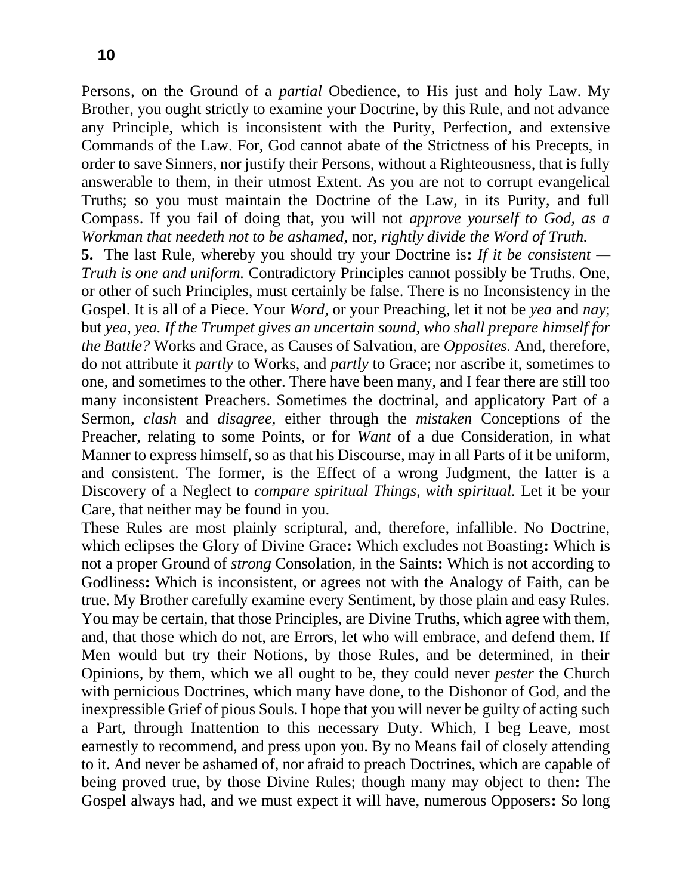Persons, on the Ground of a *partial* Obedience, to His just and holy Law. My Brother, you ought strictly to examine your Doctrine, by this Rule, and not advance any Principle, which is inconsistent with the Purity, Perfection, and extensive Commands of the Law. For, God cannot abate of the Strictness of his Precepts, in order to save Sinners, nor justify their Persons, without a Righteousness, that is fully answerable to them, in their utmost Extent. As you are not to corrupt evangelical Truths; so you must maintain the Doctrine of the Law, in its Purity, and full Compass. If you fail of doing that, you will not *approve yourself to God, as a Workman that needeth not to be ashamed,* nor, *rightly divide the Word of Truth.*

**5.** The last Rule, whereby you should try your Doctrine is**:** *If it be consistent — Truth is one and uniform.* Contradictory Principles cannot possibly be Truths. One, or other of such Principles, must certainly be false. There is no Inconsistency in the Gospel. It is all of a Piece. Your *Word,* or your Preaching, let it not be *yea* and *nay*; but *yea, yea. If the Trumpet gives an uncertain sound, who shall prepare himself for the Battle?* Works and Grace, as Causes of Salvation, are *Opposites.* And, therefore, do not attribute it *partly* to Works, and *partly* to Grace; nor ascribe it, sometimes to one, and sometimes to the other. There have been many, and I fear there are still too many inconsistent Preachers. Sometimes the doctrinal, and applicatory Part of a Sermon, *clash* and *disagree,* either through the *mistaken* Conceptions of the Preacher, relating to some Points, or for *Want* of a due Consideration, in what Manner to express himself, so as that his Discourse, may in all Parts of it be uniform, and consistent. The former, is the Effect of a wrong Judgment, the latter is a Discovery of a Neglect to *compare spiritual Things, with spiritual.* Let it be your Care, that neither may be found in you.

These Rules are most plainly scriptural, and, therefore, infallible. No Doctrine, which eclipses the Glory of Divine Grace**:** Which excludes not Boasting**:** Which is not a proper Ground of *strong* Consolation, in the Saints**:** Which is not according to Godliness**:** Which is inconsistent, or agrees not with the Analogy of Faith, can be true. My Brother carefully examine every Sentiment, by those plain and easy Rules. You may be certain, that those Principles, are Divine Truths, which agree with them, and, that those which do not, are Errors, let who will embrace, and defend them. If Men would but try their Notions, by those Rules, and be determined, in their Opinions, by them, which we all ought to be, they could never *pester* the Church with pernicious Doctrines, which many have done, to the Dishonor of God, and the inexpressible Grief of pious Souls. I hope that you will never be guilty of acting such a Part, through Inattention to this necessary Duty. Which, I beg Leave, most earnestly to recommend, and press upon you. By no Means fail of closely attending to it. And never be ashamed of, nor afraid to preach Doctrines, which are capable of being proved true, by those Divine Rules; though many may object to then**:** The Gospel always had, and we must expect it will have, numerous Opposers**:** So long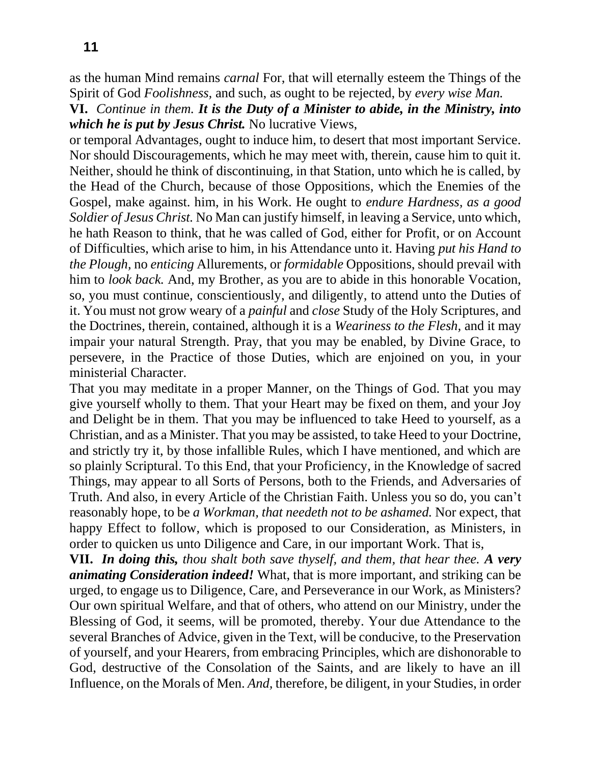as the human Mind remains *carnal* For, that will eternally esteem the Things of the Spirit of God *Foolishness,* and such, as ought to be rejected, by *every wise Man.*

**VI.** *Continue in them.* ***It is the Duty of a Minister to abide, in the Ministry, into which he is put by Jesus Christ.*** No lucrative Views, or temporal Advantages, ought to induce him, to desert that most important Service. Nor should Discouragements, which he may meet with, therein, cause him to quit it. Neither, should he think of discontinuing, in that Station, unto which he is called, by the Head of the Church, because of those Oppositions, which the Enemies of the Gospel, make against. him, in his Work. He ought to *endure Hardness, as a good Soldier of Jesus Christ.* No Man can justify himself, in leaving a Service, unto which, he hath Reason to think, that he was called of God, either for Profit, or on Account of Difficulties, which arise to him, in his Attendance unto it. Having *put his Hand to the Plough,* no *enticing* Allurements, or *formidable* Oppositions, should prevail with him to *look back.* And, my Brother, as you are to abide in this honorable Vocation, so, you must continue, conscientiously, and diligently, to attend unto the Duties of it. You must not grow weary of a *painful* and *close* Study of the Holy Scriptures, and the Doctrines, therein, contained, although it is a *Weariness to the Flesh,* and it may impair your natural Strength. Pray, that you may be enabled, by Divine Grace, to persevere, in the Practice of those Duties, which are enjoined on you, in your ministerial Character.

That you may meditate in a proper Manner, on the Things of God. That you may give yourself wholly to them. That your Heart may be fixed on them, and your Joy and Delight be in them. That you may be influenced to take Heed to yourself, as a Christian, and as a Minister. That you may be assisted, to take Heed to your Doctrine, and strictly try it, by those infallible Rules, which I have mentioned, and which are so plainly Scriptural. To this End, that your Proficiency, in the Knowledge of sacred Things, may appear to all Sorts of Persons, both to the Friends, and Adversaries of Truth. And also, in every Article of the Christian Faith. Unless you so do, you can't reasonably hope, to be *a Workman, that needeth not to be ashamed.* Nor expect, that happy Effect to follow, which is proposed to our Consideration, as Ministers, in order to quicken us unto Diligence and Care, in our important Work. That is,

**VII.** ***In doing this,*** *thou shalt both save thyself, and them, that hear thee.* ***A very animating Consideration indeed!*** What, that is more important, and striking can be urged, to engage us to Diligence, Care, and Perseverance in our Work, as Ministers? Our own spiritual Welfare, and that of others, who attend on our Ministry, under the Blessing of God, it seems, will be promoted, thereby. Your due Attendance to the several Branches of Advice, given in the Text, will be conducive, to the Preservation of yourself, and your Hearers, from embracing Principles, which are dishonorable to God, destructive of the Consolation of the Saints, and are likely to have an ill Influence, on the Morals of Men. *And,* therefore, be diligent, in your Studies, in order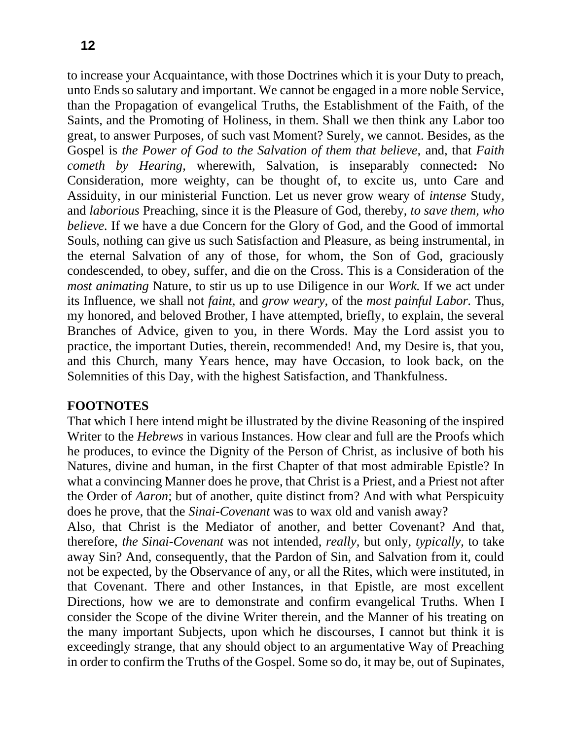to increase your Acquaintance, with those Doctrines which it is your Duty to preach, unto Ends so salutary and important. We cannot be engaged in a more noble Service, than the Propagation of evangelical Truths, the Establishment of the Faith, of the Saints, and the Promoting of Holiness, in them. Shall we then think any Labor too great, to answer Purposes, of such vast Moment? Surely, we cannot. Besides, as the Gospel is *the Power of God to the Salvation of them that believe,* and, that *Faith cometh by Hearing,* wherewith, Salvation, is inseparably connected**:** No Consideration, more weighty, can be thought of, to excite us, unto Care and Assiduity, in our ministerial Function. Let us never grow weary of *intense* Study, and *laborious* Preaching, since it is the Pleasure of God, thereby, *to save them, who believe.* If we have a due Concern for the Glory of God, and the Good of immortal Souls, nothing can give us such Satisfaction and Pleasure, as being instrumental, in the eternal Salvation of any of those, for whom, the Son of God, graciously condescended, to obey, suffer, and die on the Cross. This is a Consideration of the *most animating* Nature, to stir us up to use Diligence in our *Work.* If we act under its Influence, we shall not *faint*, and *grow weary,* of the *most painful Labor.* Thus, my honored, and beloved Brother, I have attempted, briefly, to explain, the several Branches of Advice, given to you, in there Words. May the Lord assist you to practice, the important Duties, therein, recommended! And, my Desire is, that you, and this Church, many Years hence, may have Occasion, to look back, on the Solemnities of this Day, with the highest Satisfaction, and Thankfulness.

**FOOTNOTES**

That which I here intend might be illustrated by the divine Reasoning of the inspired Writer to the *Hebrews* in various Instances. How clear and full are the Proofs which he produces, to evince the Dignity of the Person of Christ, as inclusive of both his Natures, divine and human, in the first Chapter of that most admirable Epistle? In what a convincing Manner does he prove, that Christ is a Priest, and a Priest not after the Order of *Aaron*; but of another, quite distinct from? And with what Perspicuity does he prove, that the *Sinai-Covenant* was to wax old and vanish away?

Also, that Christ is the Mediator of another, and better Covenant? And that, therefore, *the Sinai-Covenant* was not intended, *really,* but only, *typically,* to take away Sin? And, consequently, that the Pardon of Sin, and Salvation from it, could not be expected, by the Observance of any, or all the Rites, which were instituted, in that Covenant. There and other Instances, in that Epistle, are most excellent Directions, how we are to demonstrate and confirm evangelical Truths. When I consider the Scope of the divine Writer therein, and the Manner of his treating on the many important Subjects, upon which he discourses, I cannot but think it is exceedingly strange, that any should object to an argumentative Way of Preaching in order to confirm the Truths of the Gospel. Some so do, it may be, out of Supinates,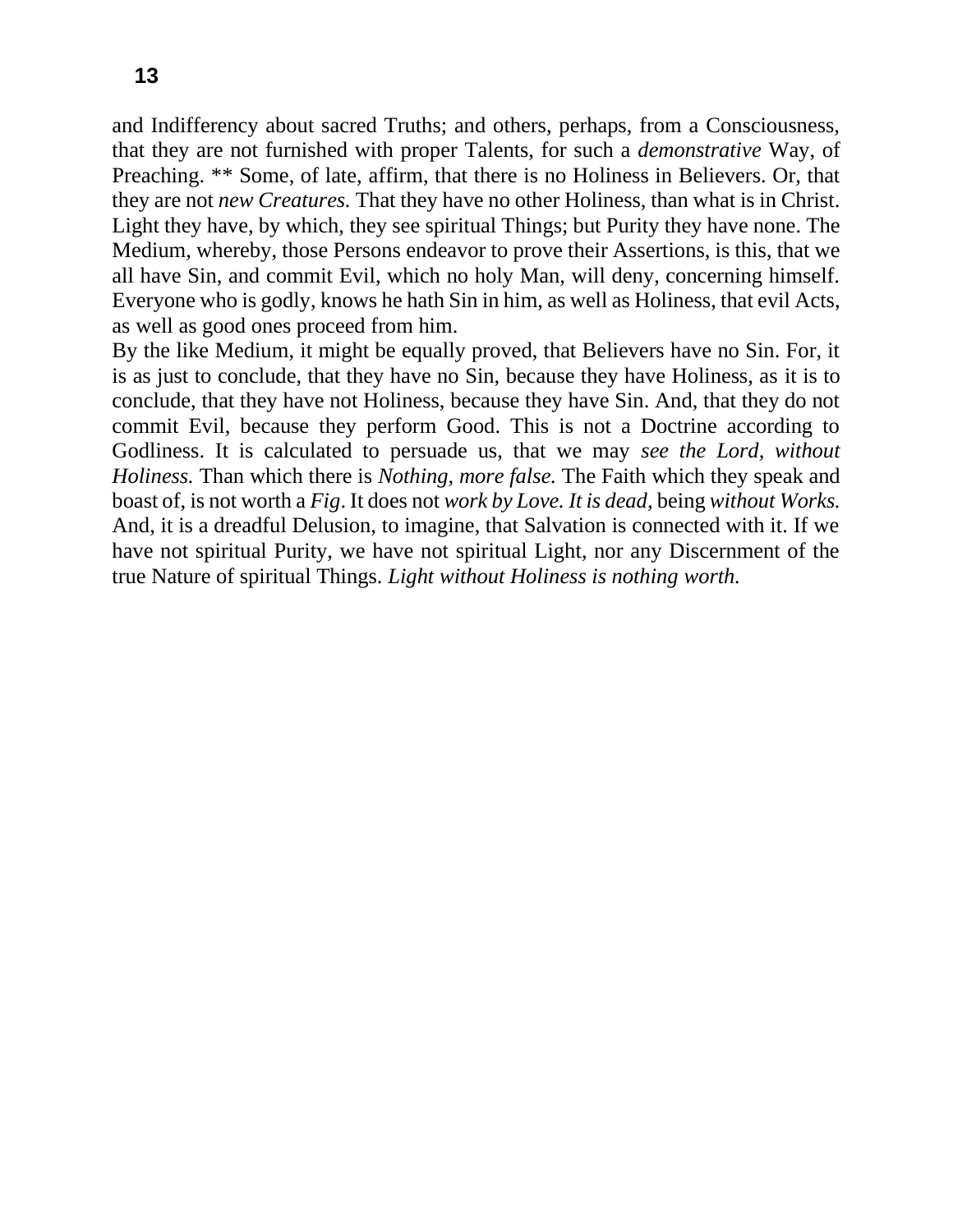and Indifferency about sacred Truths; and others, perhaps, from a Consciousness, that they are not furnished with proper Talents, for such a *demonstrative* Way, of Preaching. ** Some, of late, affirm, that there is no Holiness in Believers. Or, that they are not *new Creatures.* That they have no other Holiness, than what is in Christ. Light they have, by which, they see spiritual Things; but Purity they have none. The Medium, whereby, those Persons endeavor to prove their Assertions, is this, that we all have Sin, and commit Evil, which no holy Man, will deny, concerning himself. Everyone who is godly, knows he hath Sin in him, as well as Holiness, that evil Acts, as well as good ones proceed from him.

By the like Medium, it might be equally proved, that Believers have no Sin. For, it is as just to conclude, that they have no Sin, because they have Holiness, as it is to conclude, that they have not Holiness, because they have Sin. And, that they do not commit Evil, because they perform Good. This is not a Doctrine according to Godliness. It is calculated to persuade us, that we may *see the Lord, without Holiness.* Than which there is *Nothing, more false.* The Faith which they speak and boast of, is not worth a *Fig*. It does not *work by Love. It is dead,* being *without Works.* And, it is a dreadful Delusion, to imagine, that Salvation is connected with it. If we have not spiritual Purity, we have not spiritual Light, nor any Discernment of the true Nature of spiritual Things. *Light without Holiness is nothing worth.*